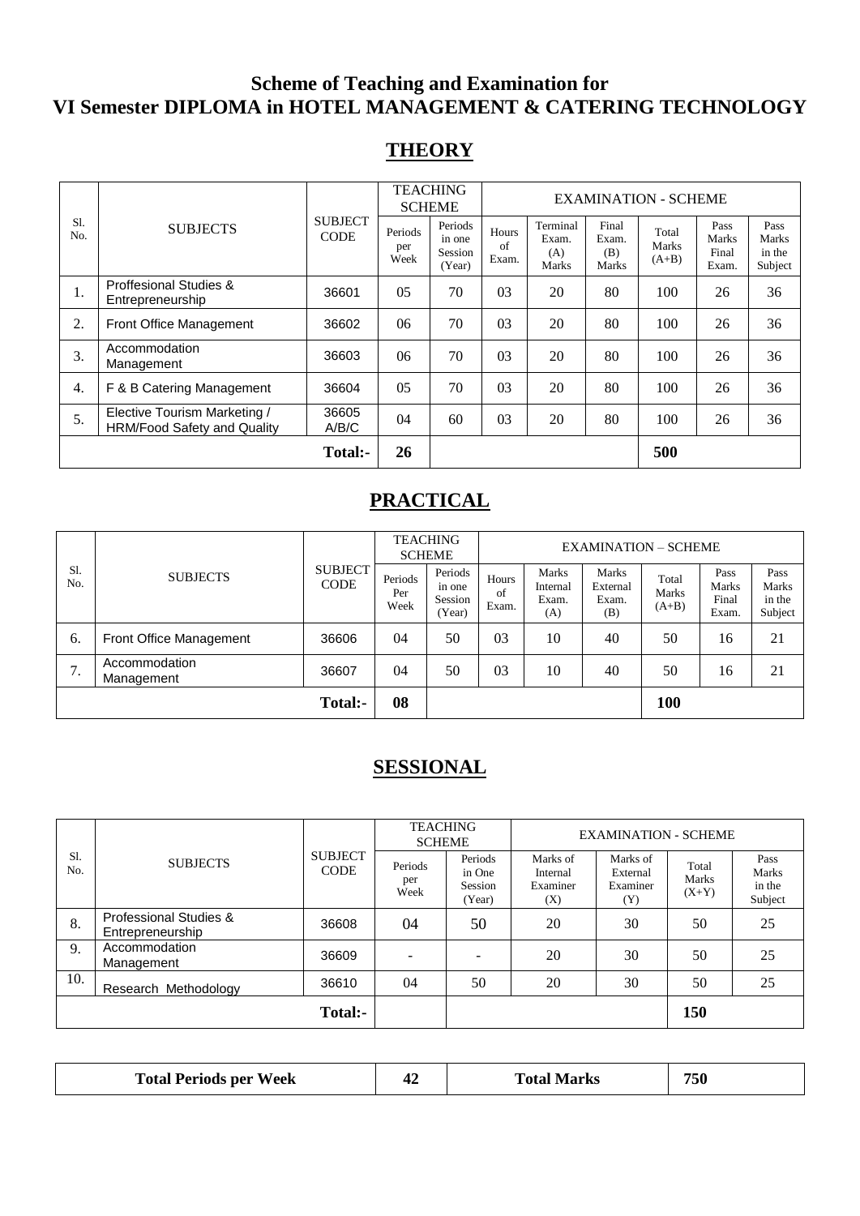# Scheme of Teaching and Examination for VI Semester DIPLOMA in HOTEL MANAGEMENT & CATERING TECHNOLOGY

## THEORY

| Sl. No. | SUBJECTS | SUBJECT CODE | TEACHING SCHEME | | EXAMINATION - SCHEME | | | | | |
|---|---|---|---|---|---|---|---|---|---|---|
| | | | Periods per Week | Periods in one Session (Year) | Hours of Exam. | Terminal Exam. (A) Marks | Final Exam. (B) Marks | Total Marks (A+B) | Pass Marks Final Exam. | Pass Marks in the Subject |
| 1. | Proffesional Studies & Entrepreneurship | 36601 | 05 | 70 | 03 | 20 | 80 | 100 | 26 | 36 |
| 2. | Front Office Management | 36602 | 06 | 70 | 03 | 20 | 80 | 100 | 26 | 36 |
| 3. | Accommodation Management | 36603 | 06 | 70 | 03 | 20 | 80 | 100 | 26 | 36 |
| 4. | F & B Catering Management | 36604 | 05 | 70 | 03 | 20 | 80 | 100 | 26 | 36 |
| 5. | Elective Tourism Marketing / HRM/Food Safety and Quality | 36605 A/B/C | 04 | 60 | 03 | 20 | 80 | 100 | 26 | 36 |
| | | **Total:-** | **26** | | | | | **500** | | |

## PRACTICAL

| Sl. No. | SUBJECTS | SUBJECT CODE | TEACHING SCHEME | | EXAMINATION – SCHEME | | | | | |
|---|---|---|---|---|---|---|---|---|---|---|
| | | | Periods Per Week | Periods in one Session (Year) | Hours of Exam. | Marks Internal Exam. (A) | Marks External Exam. (B) | Total Marks (A+B) | Pass Marks Final Exam. | Pass Marks in the Subject |
| 6. | Front Office Management | 36606 | 04 | 50 | 03 | 10 | 40 | 50 | 16 | 21 |
| 7. | Accommodation Management | 36607 | 04 | 50 | 03 | 10 | 40 | 50 | 16 | 21 |
| | | **Total:-** | **08** | | | | | **100** | | |

## SESSIONAL

| Sl. No. | SUBJECTS | SUBJECT CODE | TEACHING SCHEME | | EXAMINATION - SCHEME | | | |
|---|---|---|---|---|---|---|---|---|
| | | | Periods per Week | Periods in One Session (Year) | Marks of Internal Examiner (X) | Marks of External Examiner (Y) | Total Marks (X+Y) | Pass Marks in the Subject |
| 8. | Professional Studies & Entrepreneurship | 36608 | 04 | 50 | 20 | 30 | 50 | 25 |
| 9. | Accommodation Management | 36609 | - | - | 20 | 30 | 50 | 25 |
| 10. | Research Methodology | 36610 | 04 | 50 | 20 | 30 | 50 | 25 |
| | | **Total:-** | | | | | **150** | |

| **Total Periods per Week** | **42** | **Total Marks** | **750** |
|---|---|---|---|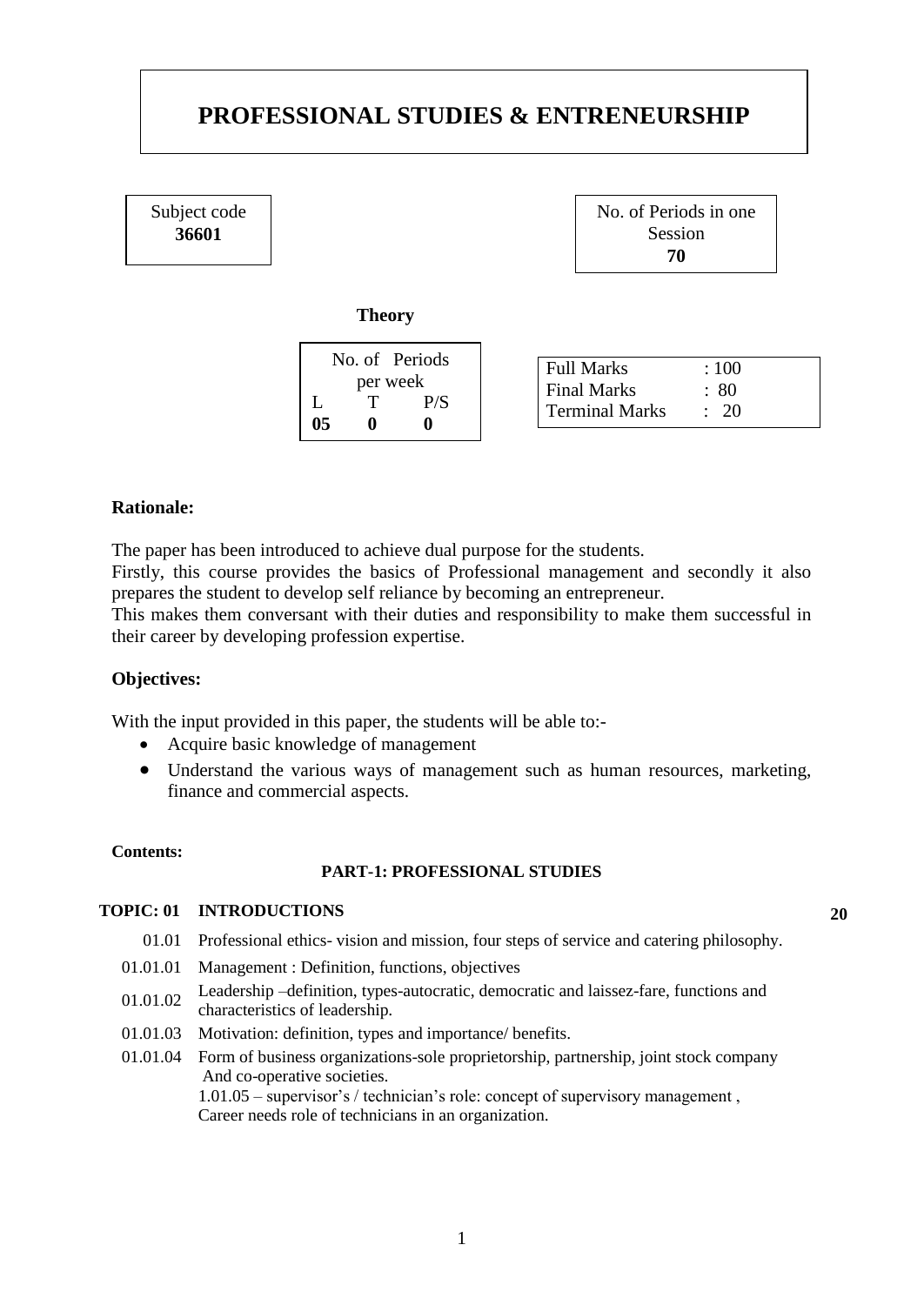# PROFESSIONAL STUDIES & ENTRENEURSHIP

| Subject code |
| --- |
| **36601** |

| No. of Periods in one Session |
| --- |
| **70** |

**Theory**

| No. of Periods per week | | |
| --- | --- | --- |
| L | T | P/S |
| **05** | **0** | **0** |

| | |
| --- | --- |
| Full Marks | : 100 |
| Final Marks | : 80 |
| Terminal Marks | : 20 |

**Rationale:**

The paper has been introduced to achieve dual purpose for the students.
Firstly, this course provides the basics of Professional management and secondly it also prepares the student to develop self reliance by becoming an entrepreneur.
This makes them conversant with their duties and responsibility to make them successful in their career by developing profession expertise.

**Objectives:**

With the input provided in this paper, the students will be able to:-

- Acquire basic knowledge of management
- Understand the various ways of management such as human resources, marketing, finance and commercial aspects.

**Contents:**

**PART-1: PROFESSIONAL STUDIES**

**TOPIC: 01 INTRODUCTIONS** **20**

01.01 Professional ethics- vision and mission, four steps of service and catering philosophy.

01.01.01 Management : Definition, functions, objectives

01.01.02 Leadership –definition, types-autocratic, democratic and laissez-fare, functions and characteristics of leadership.

01.01.03 Motivation: definition, types and importance/ benefits.

01.01.04 Form of business organizations-sole proprietorship, partnership, joint stock company And co-operative societies.
1.01.05 – supervisor's / technician's role: concept of supervisory management , Career needs role of technicians in an organization.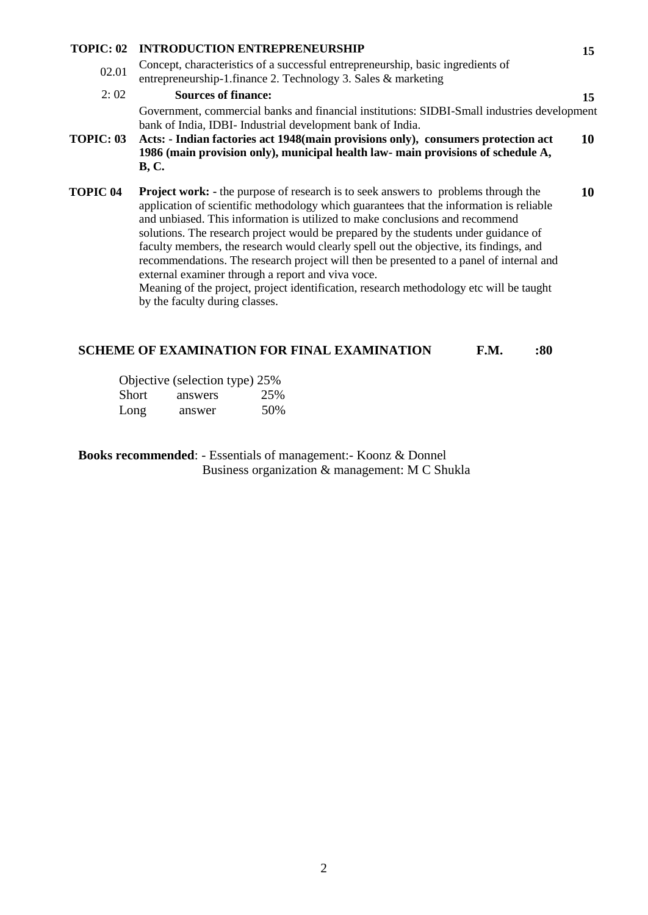| | | |
|---|---|---|
| **TOPIC: 02** | **INTRODUCTION ENTREPRENEURSHIP** | **15** |
| 02.01 | Concept, characteristics of a successful entrepreneurship, basic ingredients of entrepreneurship-1.finance 2. Technology 3. Sales & marketing | |
| 2: 02 | **Sources of finance:** | **15** |
| | Government, commercial banks and financial institutions: SIDBI-Small industries development bank of India, IDBI- Industrial development bank of India. | |
| **TOPIC: 03** | **Acts: - Indian factories act 1948(main provisions only), consumers protection act 1986 (main provision only), municipal health law- main provisions of schedule A, B, C.** | **10** |
| **TOPIC 04** | **Project work: -** the purpose of research is to seek answers to problems through the application of scientific methodology which guarantees that the information is reliable and unbiased. This information is utilized to make conclusions and recommend solutions. The research project would be prepared by the students under guidance of faculty members, the research would clearly spell out the objective, its findings, and recommendations. The research project will then be presented to a panel of internal and external examiner through a report and viva voce.<br>Meaning of the project, project identification, research methodology etc will be taught by the faculty during classes. | **10** |

## SCHEME OF EXAMINATION FOR FINAL EXAMINATION F.M. :80

| | |
|---|---|
| Objective (selection type) | 25% |
| Short answers | 25% |
| Long answer | 50% |

**Books recommended**: - Essentials of management:- Koonz & Donnel
Business organization & management: M C Shukla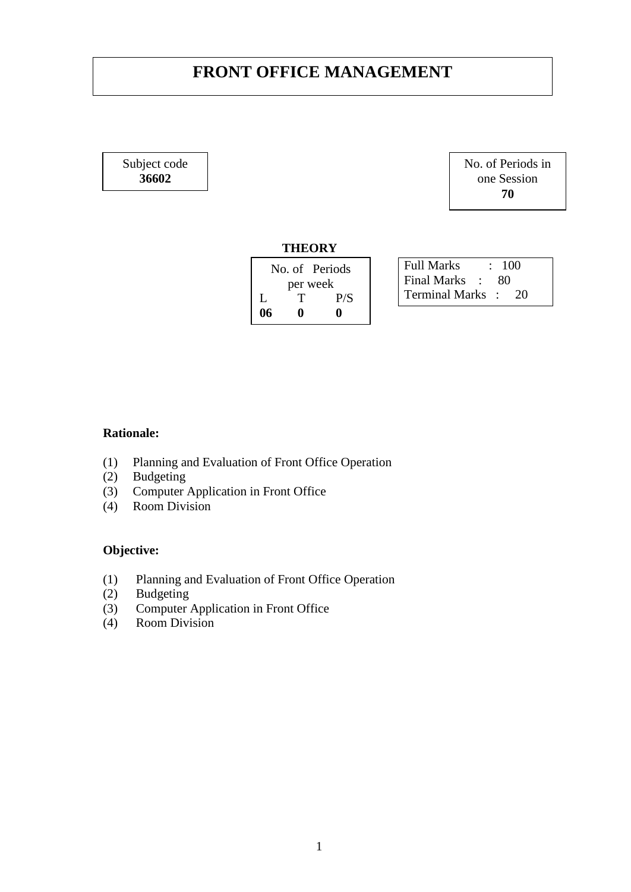# FRONT OFFICE MANAGEMENT

| Subject code |
|---|
| **36602** |

| No. of Periods in one Session |
|---|
| **70** |

**THEORY**

| No. of Periods per week | | |
|---|---|---|
| L | T | P/S |
| **06** | **0** | **0** |

| | | |
|---|---|---|
| Full Marks | : | 100 |
| Final Marks | : | 80 |
| Terminal Marks | : | 20 |

**Rationale:**

(1) Planning and Evaluation of Front Office Operation
(2) Budgeting
(3) Computer Application in Front Office
(4) Room Division

**Objective:**

(1) Planning and Evaluation of Front Office Operation
(2) Budgeting
(3) Computer Application in Front Office
(4) Room Division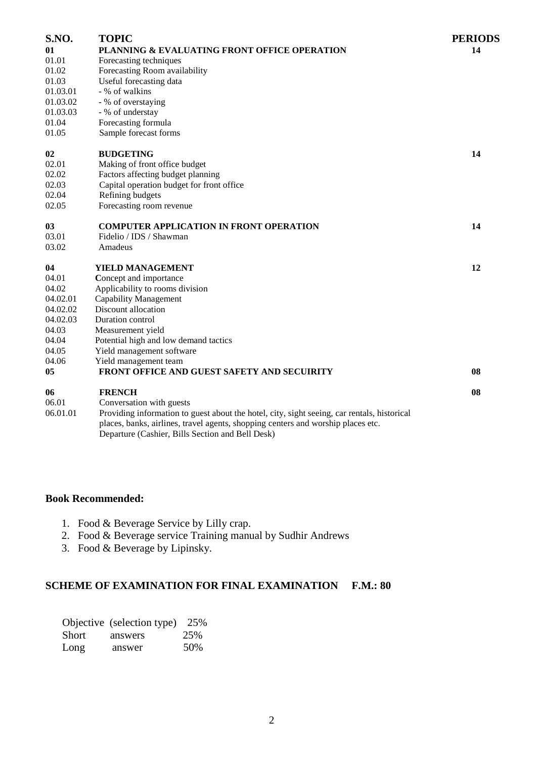| S.NO. | TOPIC | PERIODS |
|---|---|---|
| **01** | **PLANNING & EVALUATING FRONT OFFICE OPERATION** | **14** |
| 01.01 | Forecasting techniques | |
| 01.02 | Forecasting Room availability | |
| 01.03 | Useful forecasting data | |
| 01.03.01 | - % of walkins | |
| 01.03.02 | - % of overstaying | |
| 01.03.03 | - % of understay | |
| 01.04 | Forecasting formula | |
| 01.05 | Sample forecast forms | |
| **02** | **BUDGETING** | **14** |
| 02.01 | Making of front office budget | |
| 02.02 | Factors affecting budget planning | |
| 02.03 | Capital operation budget for front office | |
| 02.04 | Refining budgets | |
| 02.05 | Forecasting room revenue | |
| **03** | **COMPUTER APPLICATION IN FRONT OPERATION** | **14** |
| 03.01 | Fidelio / IDS / Shawman | |
| 03.02 | Amadeus | |
| **04** | **YIELD MANAGEMENT** | **12** |
| 04.01 | Concept and importance | |
| 04.02 | Applicability to rooms division | |
| 04.02.01 | Capability Management | |
| 04.02.02 | Discount allocation | |
| 04.02.03 | Duration control | |
| 04.03 | Measurement yield | |
| 04.04 | Potential high and low demand tactics | |
| 04.05 | Yield management software | |
| 04.06 | Yield management team | |
| **05** | **FRONT OFFICE AND GUEST SAFETY AND SECUIRITY** | **08** |
| **06** | **FRENCH** | **08** |
| 06.01 | Conversation with guests | |
| 06.01.01 | Providing information to guest about the hotel, city, sight seeing, car rentals, historical places, banks, airlines, travel agents, shopping centers and worship places etc. Departure (Cashier, Bills Section and Bell Desk) | |

**Book Recommended:**

1. Food & Beverage Service by Lilly crap.
2. Food & Beverage service Training manual by Sudhir Andrews
3. Food & Beverage by Lipinsky.

## SCHEME OF EXAMINATION FOR FINAL EXAMINATION F.M.: 80

| | | |
|---|---|---|
| Objective | (selection type) | 25% |
| Short | answers | 25% |
| Long | answer | 50% |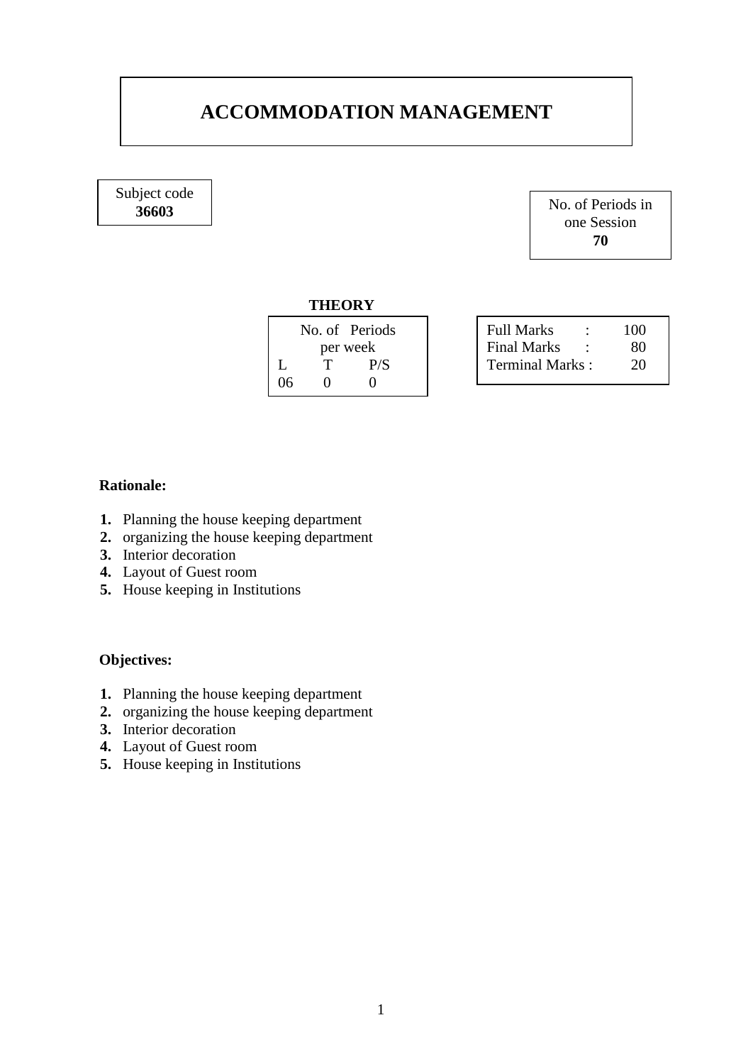# ACCOMMODATION MANAGEMENT

| Subject code |
|---|
| **36603** |

| No. of Periods in one Session |
|---|
| **70** |

**THEORY**

| No. of Periods per week | | |
|---|---|---|
| L | T | P/S |
| 06 | 0 | 0 |

| | | |
|---|---|---|
| Full Marks | : | 100 |
| Final Marks | : | 80 |
| Terminal Marks | : | 20 |

**Rationale:**

1. Planning the house keeping department
2. organizing the house keeping department
3. Interior decoration
4. Layout of Guest room
5. House keeping in Institutions

**Objectives:**

1. Planning the house keeping department
2. organizing the house keeping department
3. Interior decoration
4. Layout of Guest room
5. House keeping in Institutions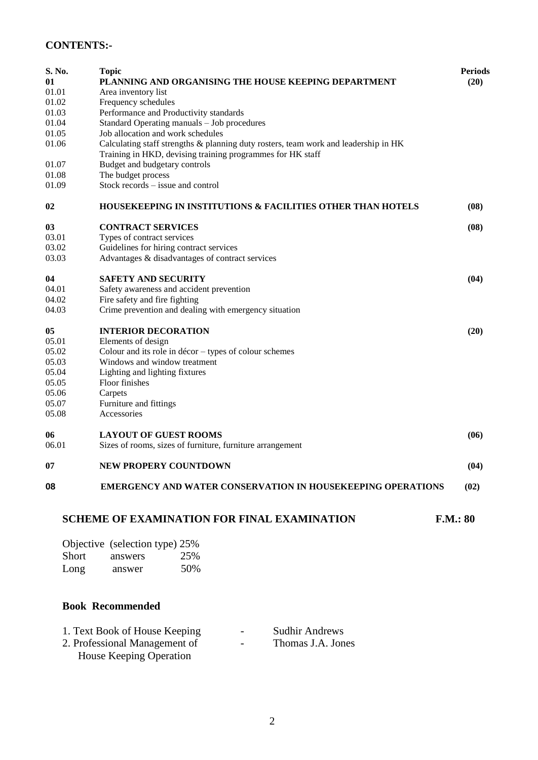## CONTENTS:-

| S. No. | Topic | Periods |
|---|---|---|
| **01** | **PLANNING AND ORGANISING THE HOUSE KEEPING DEPARTMENT** | **(20)** |
| 01.01 | Area inventory list | |
| 01.02 | Frequency schedules | |
| 01.03 | Performance and Productivity standards | |
| 01.04 | Standard Operating manuals – Job procedures | |
| 01.05 | Job allocation and work schedules | |
| 01.06 | Calculating staff strengths & planning duty rosters, team work and leadership in HK Training in HKD, devising training programmes for HK staff | |
| 01.07 | Budget and budgetary controls | |
| 01.08 | The budget process | |
| 01.09 | Stock records – issue and control | |
| **02** | **HOUSEKEEPING IN INSTITUTIONS & FACILITIES OTHER THAN HOTELS** | **(08)** |
| **03** | **CONTRACT SERVICES** | **(08)** |
| 03.01 | Types of contract services | |
| 03.02 | Guidelines for hiring contract services | |
| 03.03 | Advantages & disadvantages of contract services | |
| **04** | **SAFETY AND SECURITY** | **(04)** |
| 04.01 | Safety awareness and accident prevention | |
| 04.02 | Fire safety and fire fighting | |
| 04.03 | Crime prevention and dealing with emergency situation | |
| **05** | **INTERIOR DECORATION** | **(20)** |
| 05.01 | Elements of design | |
| 05.02 | Colour and its role in décor – types of colour schemes | |
| 05.03 | Windows and window treatment | |
| 05.04 | Lighting and lighting fixtures | |
| 05.05 | Floor finishes | |
| 05.06 | Carpets | |
| 05.07 | Furniture and fittings | |
| 05.08 | Accessories | |
| **06** | **LAYOUT OF GUEST ROOMS** | **(06)** |
| 06.01 | Sizes of rooms, sizes of furniture, furniture arrangement | |
| **07** | **NEW PROPERY COUNTDOWN** | **(04)** |
| **08** | **EMERGENCY AND WATER CONSERVATION IN HOUSEKEEPING OPERATIONS** | **(02)** |

### SCHEME OF EXAMINATION FOR FINAL EXAMINATION — F.M.: 80

| | |
|---|---|
| Objective (selection type) | 25% |
| Short answers | 25% |
| Long answer | 50% |

### Book Recommended

1. Text Book of House Keeping - Sudhir Andrews
2. Professional Management of House Keeping Operation - Thomas J.A. Jones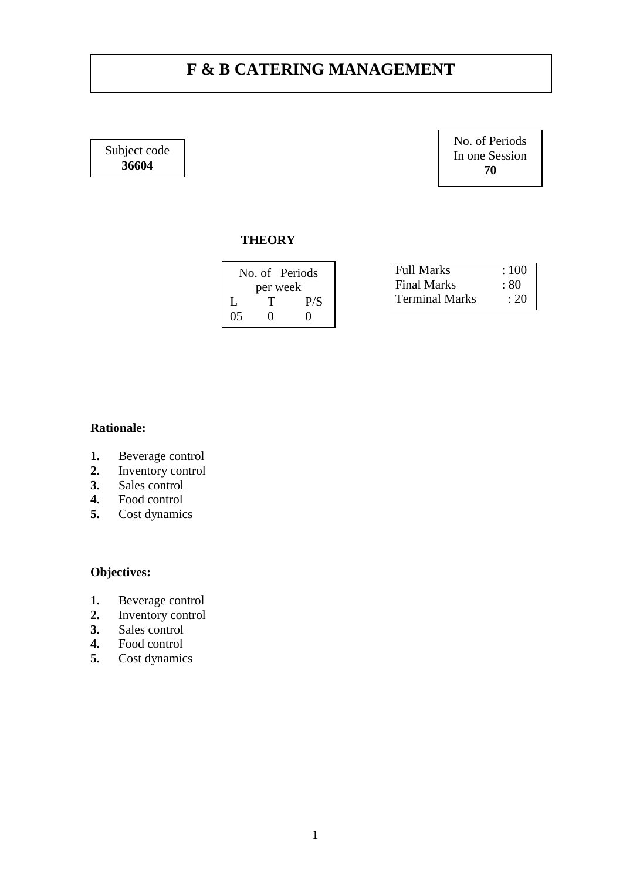# F & B CATERING MANAGEMENT

| Subject code |
| --- |
| **36604** |

| No. of Periods In one Session |
| --- |
| **70** |

**THEORY**

| No. of Periods per week | | |
| --- | --- | --- |
| L | T | P/S |
| 05 | 0 | 0 |

| | |
| --- | --- |
| Full Marks | : 100 |
| Final Marks | : 80 |
| Terminal Marks | : 20 |

**Rationale:**

1. Beverage control
2. Inventory control
3. Sales control
4. Food control
5. Cost dynamics

**Objectives:**

1. Beverage control
2. Inventory control
3. Sales control
4. Food control
5. Cost dynamics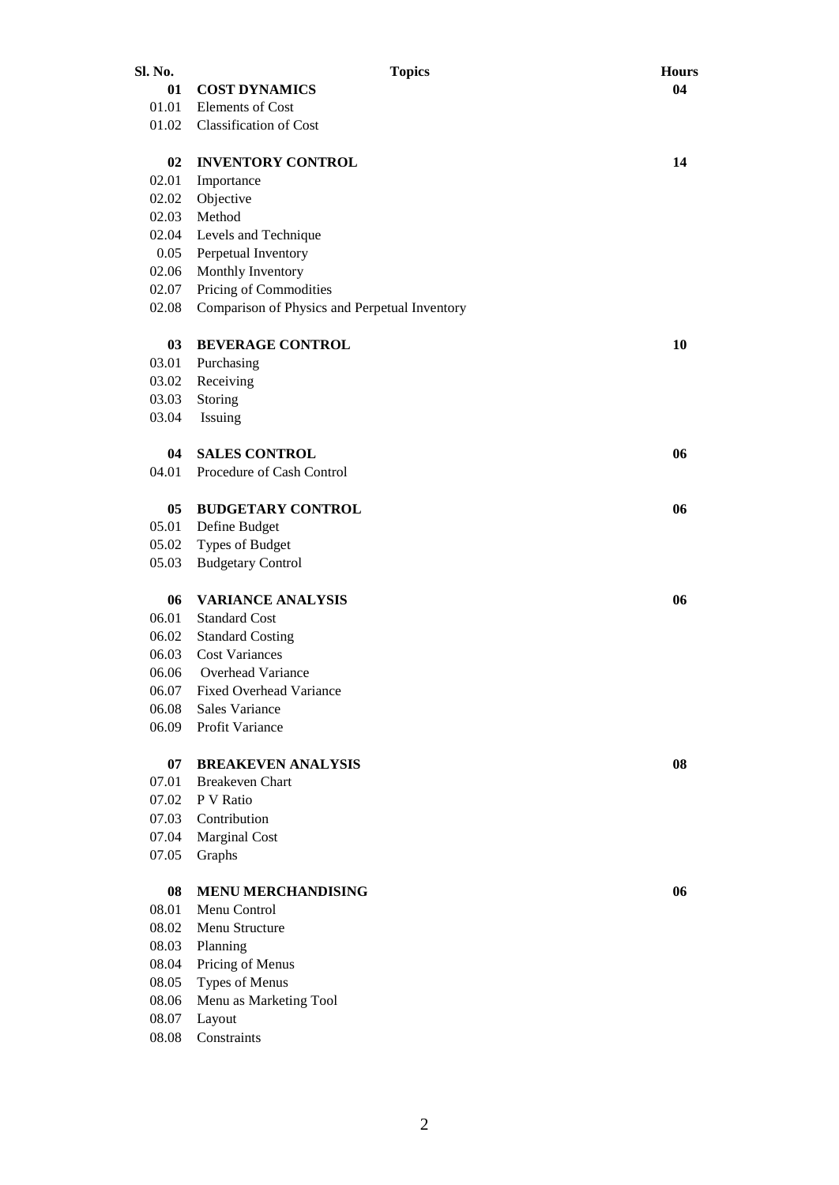| Sl. No. | Topics | Hours |
|---|---|---|
| **01** | **COST DYNAMICS** | **04** |
| 01.01 | Elements of Cost | |
| 01.02 | Classification of Cost | |
| **02** | **INVENTORY CONTROL** | **14** |
| 02.01 | Importance | |
| 02.02 | Objective | |
| 02.03 | Method | |
| 02.04 | Levels and Technique | |
| 0.05 | Perpetual Inventory | |
| 02.06 | Monthly Inventory | |
| 02.07 | Pricing of Commodities | |
| 02.08 | Comparison of Physics and Perpetual Inventory | |
| **03** | **BEVERAGE CONTROL** | **10** |
| 03.01 | Purchasing | |
| 03.02 | Receiving | |
| 03.03 | Storing | |
| 03.04 | Issuing | |
| **04** | **SALES CONTROL** | **06** |
| 04.01 | Procedure of Cash Control | |
| **05** | **BUDGETARY CONTROL** | **06** |
| 05.01 | Define Budget | |
| 05.02 | Types of Budget | |
| 05.03 | Budgetary Control | |
| **06** | **VARIANCE ANALYSIS** | **06** |
| 06.01 | Standard Cost | |
| 06.02 | Standard Costing | |
| 06.03 | Cost Variances | |
| 06.06 | Overhead Variance | |
| 06.07 | Fixed Overhead Variance | |
| 06.08 | Sales Variance | |
| 06.09 | Profit Variance | |
| **07** | **BREAKEVEN ANALYSIS** | **08** |
| 07.01 | Breakeven Chart | |
| 07.02 | P V Ratio | |
| 07.03 | Contribution | |
| 07.04 | Marginal Cost | |
| 07.05 | Graphs | |
| **08** | **MENU MERCHANDISING** | **06** |
| 08.01 | Menu Control | |
| 08.02 | Menu Structure | |
| 08.03 | Planning | |
| 08.04 | Pricing of Menus | |
| 08.05 | Types of Menus | |
| 08.06 | Menu as Marketing Tool | |
| 08.07 | Layout | |
| 08.08 | Constraints | |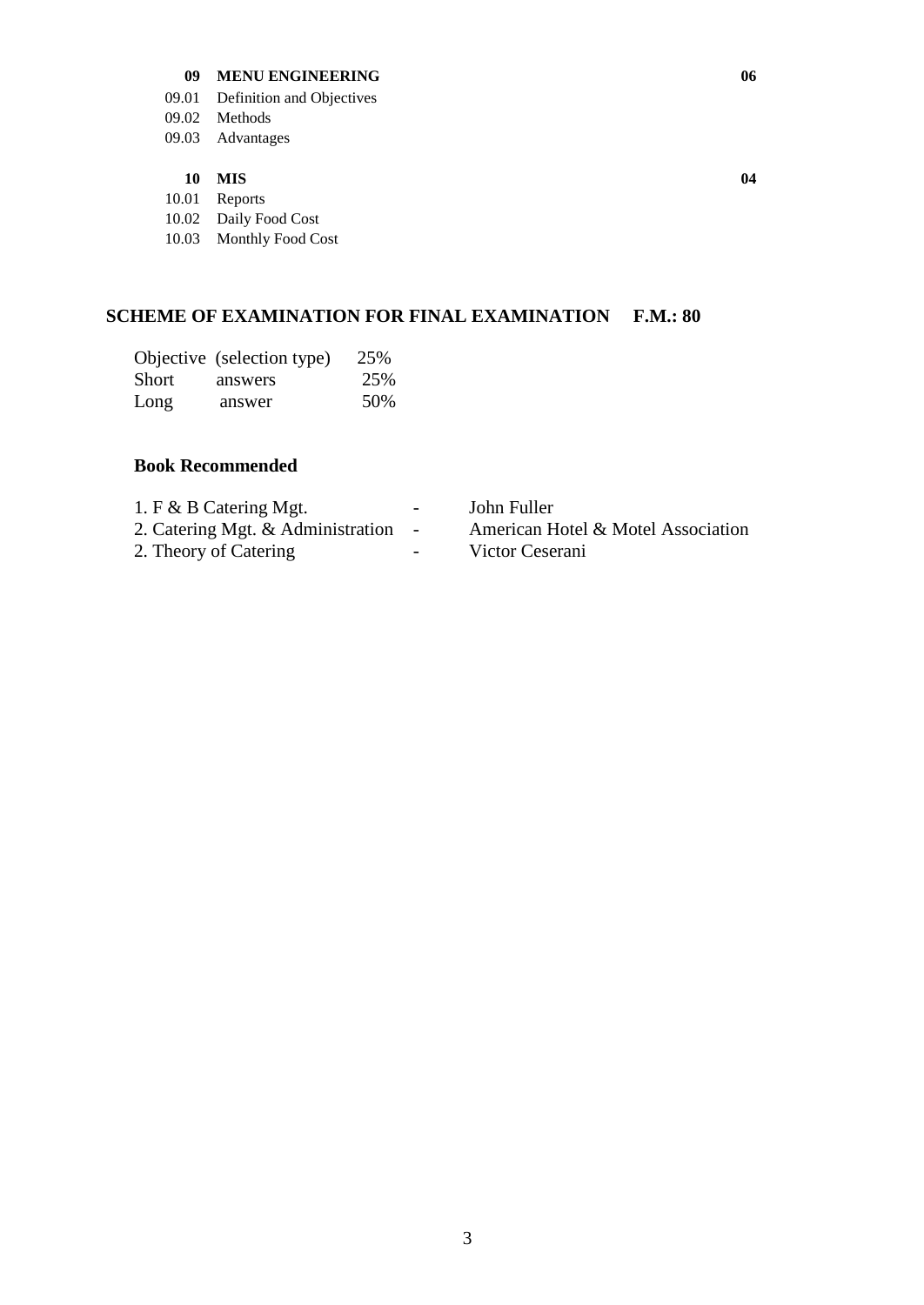**09 MENU ENGINEERING** **06**

09.01 Definition and Objectives
09.02 Methods
09.03 Advantages

**10 MIS** **04**

10.01 Reports
10.02 Daily Food Cost
10.03 Monthly Food Cost

## SCHEME OF EXAMINATION FOR FINAL EXAMINATION F.M.: 80

| | | |
|---|---|---|
| Objective | (selection type) | 25% |
| Short | answers | 25% |
| Long | answer | 50% |

### Book Recommended

| | | |
|---|---|---|
| 1. F & B Catering Mgt. | - | John Fuller |
| 2. Catering Mgt. & Administration | - | American Hotel & Motel Association |
| 2. Theory of Catering | - | Victor Ceserani |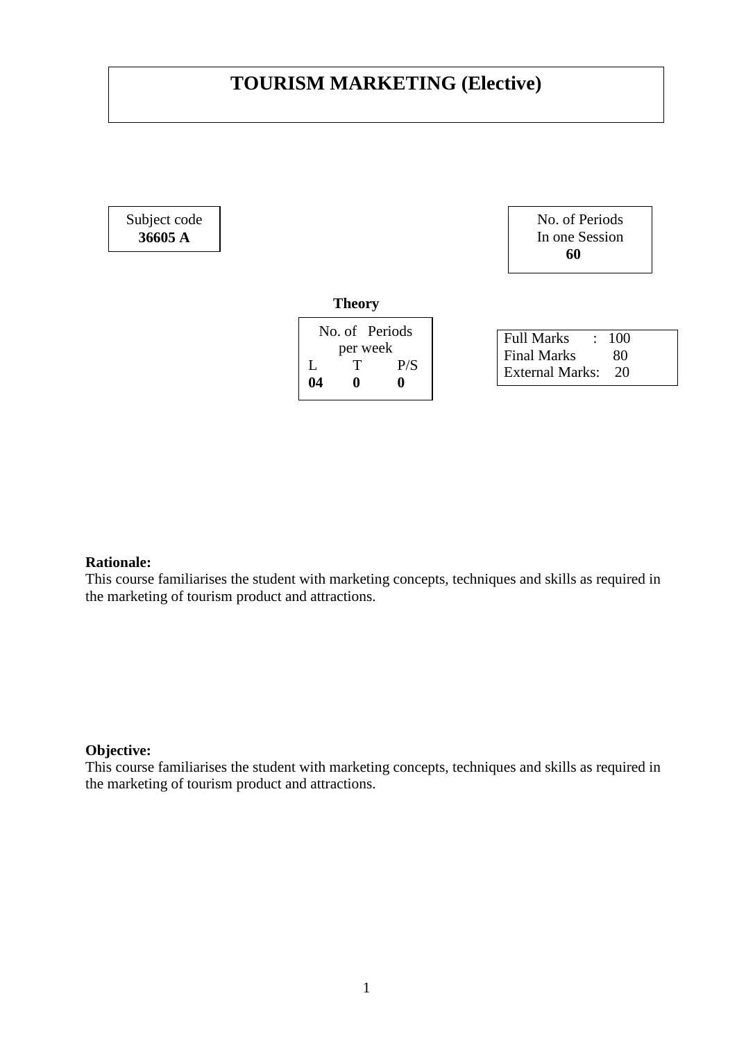# TOURISM MARKETING (Elective)

| Subject code |
|---|
| **36605 A** |

| No. of Periods In one Session |
|---|
| **60** |

**Theory**

| No. of Periods per week | | |
|---|---|---|
| L | T | P/S |
| **04** | **0** | **0** |

| | | |
|---|---|---|
| Full Marks | : | 100 |
| Final Marks | | 80 |
| External Marks: | | 20 |

**Rationale:**
This course familiarises the student with marketing concepts, techniques and skills as required in the marketing of tourism product and attractions.

**Objective:**
This course familiarises the student with marketing concepts, techniques and skills as required in the marketing of tourism product and attractions.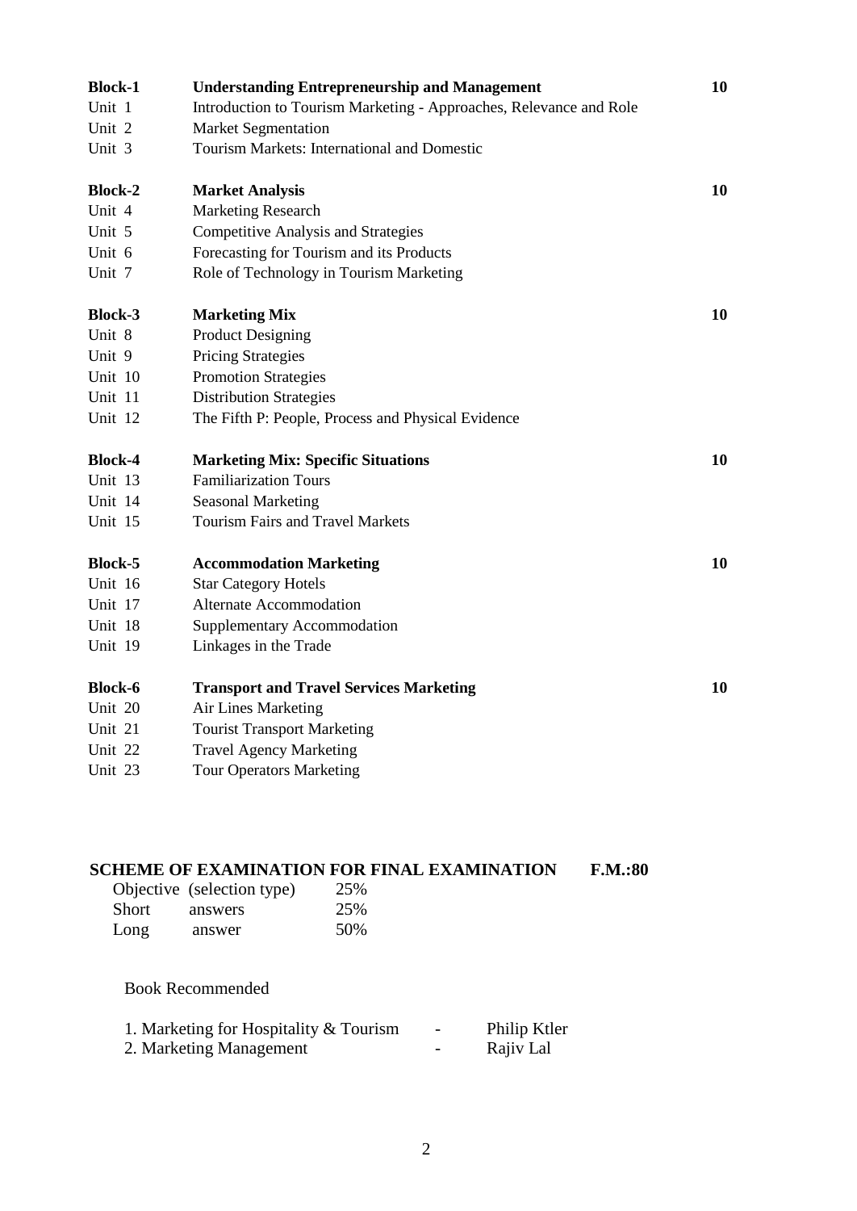| | | |
|---|---|---|
| **Block-1** | **Understanding Entrepreneurship and Management** | **10** |
| Unit 1 | Introduction to Tourism Marketing - Approaches, Relevance and Role | |
| Unit 2 | Market Segmentation | |
| Unit 3 | Tourism Markets: International and Domestic | |
| **Block-2** | **Market Analysis** | **10** |
| Unit 4 | Marketing Research | |
| Unit 5 | Competitive Analysis and Strategies | |
| Unit 6 | Forecasting for Tourism and its Products | |
| Unit 7 | Role of Technology in Tourism Marketing | |
| **Block-3** | **Marketing Mix** | **10** |
| Unit 8 | Product Designing | |
| Unit 9 | Pricing Strategies | |
| Unit 10 | Promotion Strategies | |
| Unit 11 | Distribution Strategies | |
| Unit 12 | The Fifth P: People, Process and Physical Evidence | |
| **Block-4** | **Marketing Mix: Specific Situations** | **10** |
| Unit 13 | Familiarization Tours | |
| Unit 14 | Seasonal Marketing | |
| Unit 15 | Tourism Fairs and Travel Markets | |
| **Block-5** | **Accommodation Marketing** | **10** |
| Unit 16 | Star Category Hotels | |
| Unit 17 | Alternate Accommodation | |
| Unit 18 | Supplementary Accommodation | |
| Unit 19 | Linkages in the Trade | |
| **Block-6** | **Transport and Travel Services Marketing** | **10** |
| Unit 20 | Air Lines Marketing | |
| Unit 21 | Tourist Transport Marketing | |
| Unit 22 | Travel Agency Marketing | |
| Unit 23 | Tour Operators Marketing | |

**SCHEME OF EXAMINATION FOR FINAL EXAMINATION F.M.:80**

| | |
|---|---|
| Objective (selection type) | 25% |
| Short answers | 25% |
| Long answer | 50% |

Book Recommended

1. Marketing for Hospitality & Tourism - Philip Ktler
2. Marketing Management - Rajiv Lal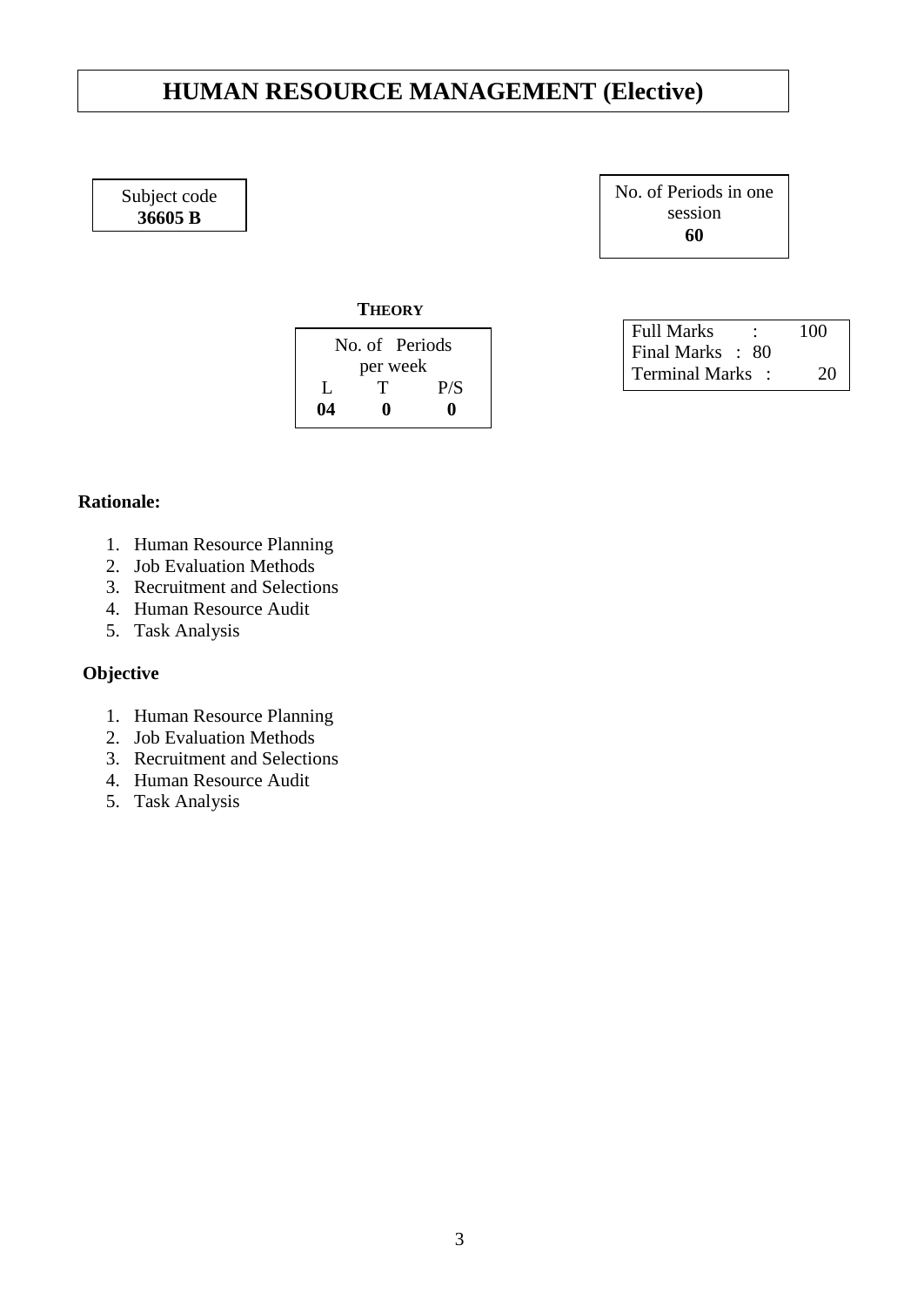# HUMAN RESOURCE MANAGEMENT (Elective)

| Subject code |
| --- |
| **36605 B** |

| No. of Periods in one session |
| --- |
| **60** |

**THEORY**

| No. of Periods per week | | |
| --- | --- | --- |
| L | T | P/S |
| **04** | **0** | **0** |

| | | |
| --- | --- | --- |
| Full Marks | : | 100 |
| Final Marks | : | 80 |
| Terminal Marks | : | 20 |

**Rationale:**

1. Human Resource Planning
2. Job Evaluation Methods
3. Recruitment and Selections
4. Human Resource Audit
5. Task Analysis

**Objective**

1. Human Resource Planning
2. Job Evaluation Methods
3. Recruitment and Selections
4. Human Resource Audit
5. Task Analysis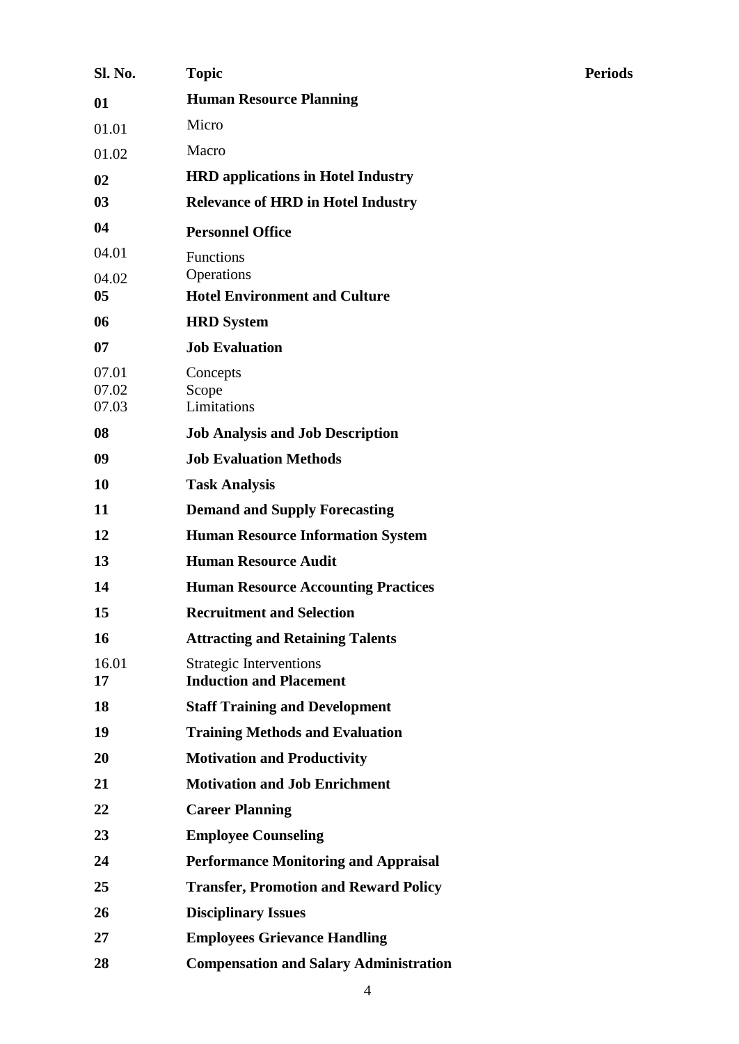| Sl. No. | Topic | Periods |
|---|---|---|
| **01** | **Human Resource Planning** | |
| 01.01 | Micro | |
| 01.02 | Macro | |
| **02** | **HRD applications in Hotel Industry** | |
| **03** | **Relevance of HRD in Hotel Industry** | |
| **04** | **Personnel Office** | |
| 04.01 | Functions | |
| 04.02 | Operations | |
| **05** | **Hotel Environment and Culture** | |
| **06** | **HRD System** | |
| **07** | **Job Evaluation** | |
| 07.01 | Concepts | |
| 07.02 | Scope | |
| 07.03 | Limitations | |
| **08** | **Job Analysis and Job Description** | |
| **09** | **Job Evaluation Methods** | |
| **10** | **Task Analysis** | |
| **11** | **Demand and Supply Forecasting** | |
| **12** | **Human Resource Information System** | |
| **13** | **Human Resource Audit** | |
| **14** | **Human Resource Accounting Practices** | |
| **15** | **Recruitment and Selection** | |
| **16** | **Attracting and Retaining Talents** | |
| 16.01 | Strategic Interventions | |
| **17** | **Induction and Placement** | |
| **18** | **Staff Training and Development** | |
| **19** | **Training Methods and Evaluation** | |
| **20** | **Motivation and Productivity** | |
| **21** | **Motivation and Job Enrichment** | |
| **22** | **Career Planning** | |
| **23** | **Employee Counseling** | |
| **24** | **Performance Monitoring and Appraisal** | |
| **25** | **Transfer, Promotion and Reward Policy** | |
| **26** | **Disciplinary Issues** | |
| **27** | **Employees Grievance Handling** | |
| **28** | **Compensation and Salary Administration** | |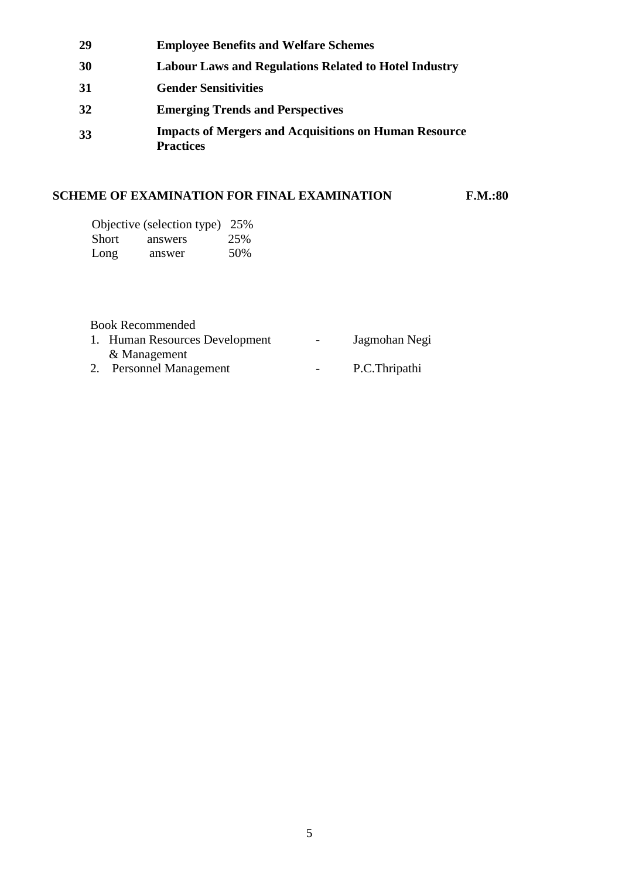| | |
|---|---|
| **29** | **Employee Benefits and Welfare Schemes** |
| **30** | **Labour Laws and Regulations Related to Hotel Industry** |
| **31** | **Gender Sensitivities** |
| **32** | **Emerging Trends and Perspectives** |
| **33** | **Impacts of Mergers and Acquisitions on Human Resource Practices** |

**SCHEME OF EXAMINATION FOR FINAL EXAMINATION F.M.:80**

| | |
|---|---|
| Objective (selection type) | 25% |
| Short answers | 25% |
| Long answer | 50% |

Book Recommended

1. Human Resources Development & Management - Jagmohan Negi
2. Personnel Management - P.C.Thripathi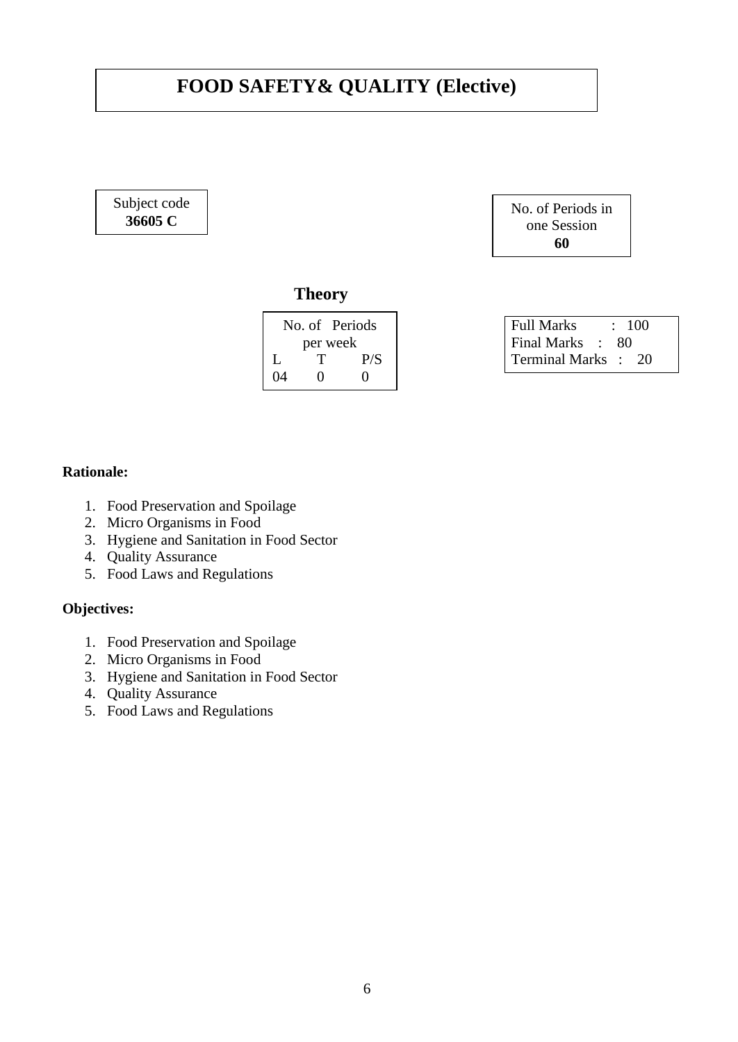# FOOD SAFETY& QUALITY (Elective)

| Subject code |
|---|
| **36605 C** |

| No. of Periods in one Session |
|---|
| **60** |

## Theory

| No. of Periods per week | | |
|---|---|---|
| L | T | P/S |
| 04 | 0 | 0 |

| | |
|---|---|
| Full Marks | : 100 |
| Final Marks | : 80 |
| Terminal Marks | : 20 |

**Rationale:**

1. Food Preservation and Spoilage
2. Micro Organisms in Food
3. Hygiene and Sanitation in Food Sector
4. Quality Assurance
5. Food Laws and Regulations

**Objectives:**

1. Food Preservation and Spoilage
2. Micro Organisms in Food
3. Hygiene and Sanitation in Food Sector
4. Quality Assurance
5. Food Laws and Regulations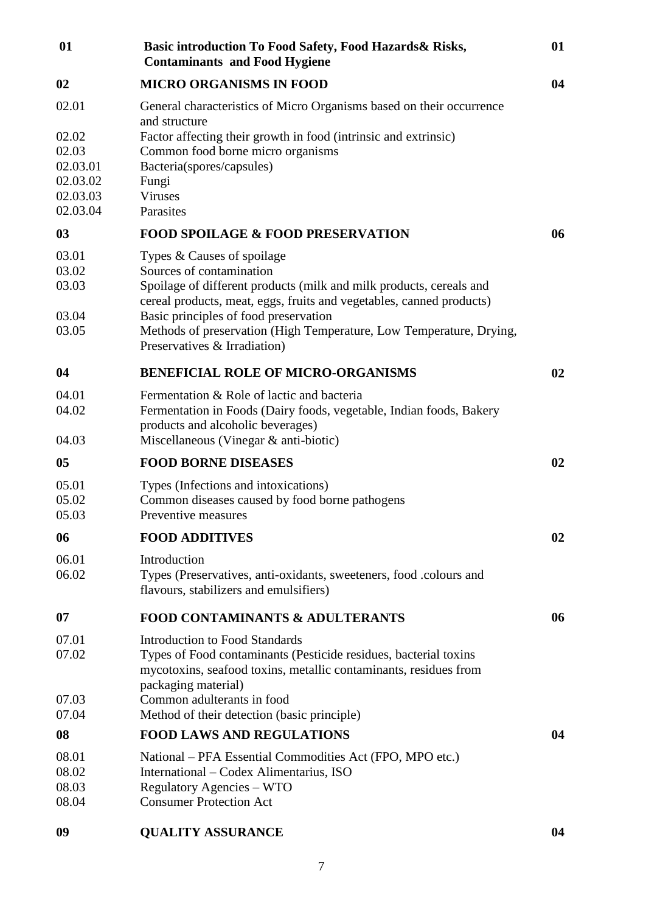| | | |
|---|---|---|
| **01** | **Basic introduction To Food Safety, Food Hazards& Risks, Contaminants and Food Hygiene** | **01** |
| **02** | **MICRO ORGANISMS IN FOOD** | **04** |
| 02.01 | General characteristics of Micro Organisms based on their occurrence and structure | |
| 02.02 | Factor affecting their growth in food (intrinsic and extrinsic) | |
| 02.03 | Common food borne micro organisms | |
| 02.03.01 | Bacteria(spores/capsules) | |
| 02.03.02 | Fungi | |
| 02.03.03 | Viruses | |
| 02.03.04 | Parasites | |
| **03** | **FOOD SPOILAGE & FOOD PRESERVATION** | **06** |
| 03.01 | Types & Causes of spoilage | |
| 03.02 | Sources of contamination | |
| 03.03 | Spoilage of different products (milk and milk products, cereals and cereal products, meat, eggs, fruits and vegetables, canned products) | |
| 03.04 | Basic principles of food preservation | |
| 03.05 | Methods of preservation (High Temperature, Low Temperature, Drying, Preservatives & Irradiation) | |
| **04** | **BENEFICIAL ROLE OF MICRO-ORGANISMS** | **02** |
| 04.01 | Fermentation & Role of lactic and bacteria | |
| 04.02 | Fermentation in Foods (Dairy foods, vegetable, Indian foods, Bakery products and alcoholic beverages) | |
| 04.03 | Miscellaneous (Vinegar & anti-biotic) | |
| **05** | **FOOD BORNE DISEASES** | **02** |
| 05.01 | Types (Infections and intoxications) | |
| 05.02 | Common diseases caused by food borne pathogens | |
| 05.03 | Preventive measures | |
| **06** | **FOOD ADDITIVES** | **02** |
| 06.01 | Introduction | |
| 06.02 | Types (Preservatives, anti-oxidants, sweeteners, food .colours and flavours, stabilizers and emulsifiers) | |
| **07** | **FOOD CONTAMINANTS & ADULTERANTS** | **06** |
| 07.01 | Introduction to Food Standards | |
| 07.02 | Types of Food contaminants (Pesticide residues, bacterial toxins mycotoxins, seafood toxins, metallic contaminants, residues from packaging material) | |
| 07.03 | Common adulterants in food | |
| 07.04 | Method of their detection (basic principle) | |
| **08** | **FOOD LAWS AND REGULATIONS** | **04** |
| 08.01 | National – PFA Essential Commodities Act (FPO, MPO etc.) | |
| 08.02 | International – Codex Alimentarius, ISO | |
| 08.03 | Regulatory Agencies – WTO | |
| 08.04 | Consumer Protection Act | |
| **09** | **QUALITY ASSURANCE** | **04** |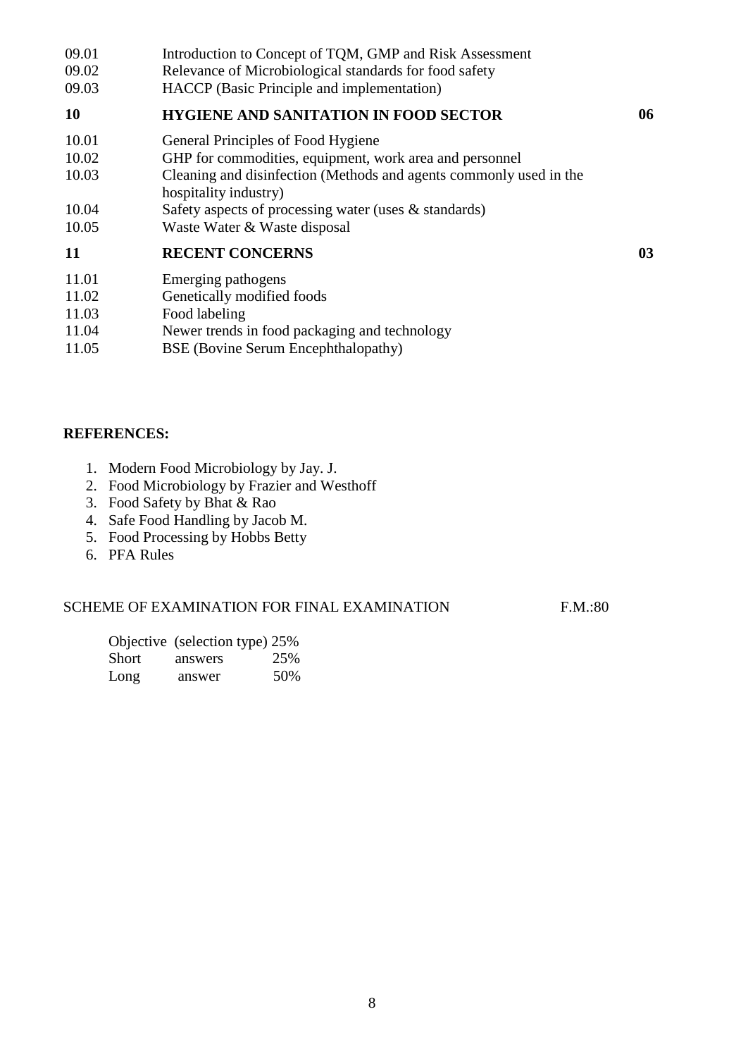| | | |
|---|---|---|
| 09.01 | Introduction to Concept of TQM, GMP and Risk Assessment | |
| 09.02 | Relevance of Microbiological standards for food safety | |
| 09.03 | HACCP (Basic Principle and implementation) | |
| **10** | **HYGIENE AND SANITATION IN FOOD SECTOR** | **06** |
| 10.01 | General Principles of Food Hygiene | |
| 10.02 | GHP for commodities, equipment, work area and personnel | |
| 10.03 | Cleaning and disinfection (Methods and agents commonly used in the hospitality industry) | |
| 10.04 | Safety aspects of processing water (uses & standards) | |
| 10.05 | Waste Water & Waste disposal | |
| **11** | **RECENT CONCERNS** | **03** |
| 11.01 | Emerging pathogens | |
| 11.02 | Genetically modified foods | |
| 11.03 | Food labeling | |
| 11.04 | Newer trends in food packaging and technology | |
| 11.05 | BSE (Bovine Serum Encephthalopathy) | |

**REFERENCES:**

1. Modern Food Microbiology by Jay. J.
2. Food Microbiology by Frazier and Westhoff
3. Food Safety by Bhat & Rao
4. Safe Food Handling by Jacob M.
5. Food Processing by Hobbs Betty
6. PFA Rules

SCHEME OF EXAMINATION FOR FINAL EXAMINATION F.M.:80

| | |
|---|---|
| Objective (selection type) | 25% |
| Short answers | 25% |
| Long answer | 50% |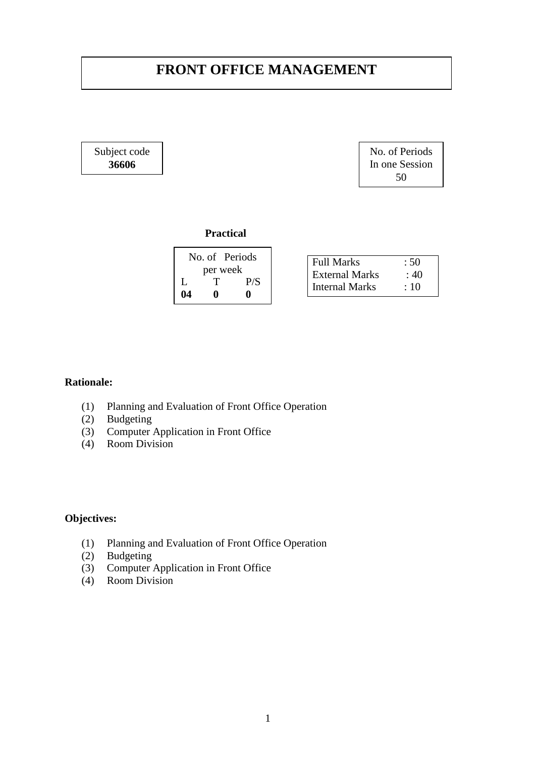# FRONT OFFICE MANAGEMENT

| Subject code |
|---|
| **36606** |

| No. of Periods In one Session |
|---|
| 50 |

**Practical**

| No. of Periods per week | | |
|---|---|---|
| L | T | P/S |
| **04** | **0** | **0** |

| | |
|---|---|
| Full Marks | : 50 |
| External Marks | : 40 |
| Internal Marks | : 10 |

**Rationale:**

(1) Planning and Evaluation of Front Office Operation
(2) Budgeting
(3) Computer Application in Front Office
(4) Room Division

**Objectives:**

(1) Planning and Evaluation of Front Office Operation
(2) Budgeting
(3) Computer Application in Front Office
(4) Room Division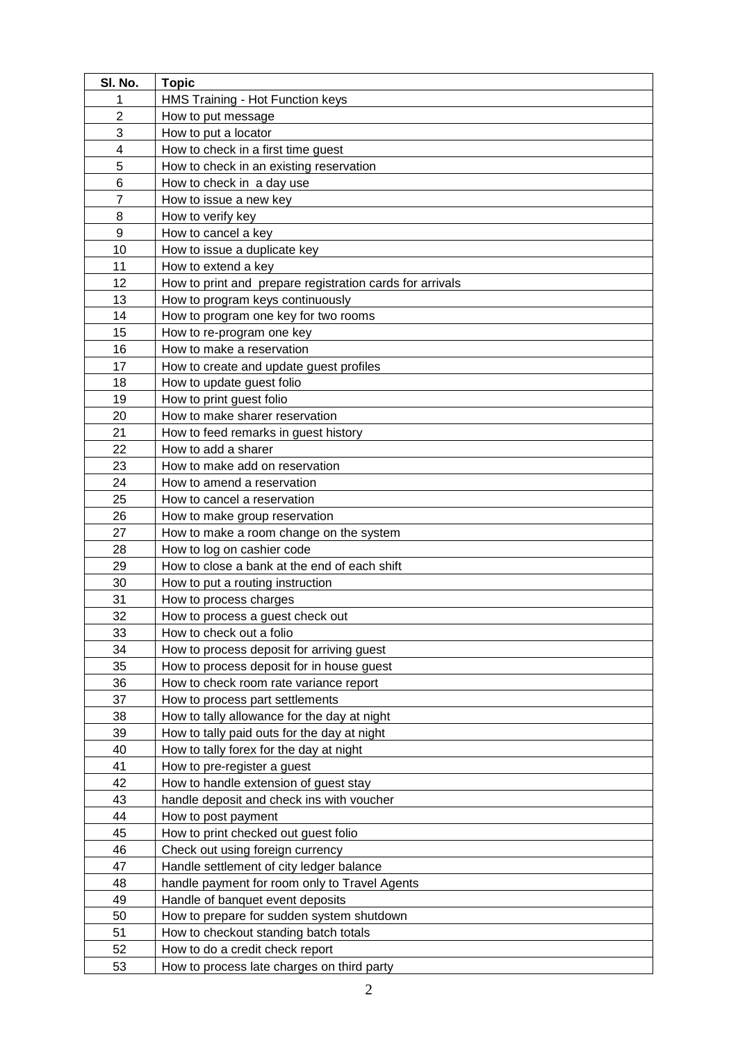| Sl. No. | Topic |
|---|---|
| 1 | HMS Training - Hot Function keys |
| 2 | How to put message |
| 3 | How to put a locator |
| 4 | How to check in a first time guest |
| 5 | How to check in an existing reservation |
| 6 | How to check in  a day use |
| 7 | How to issue a new key |
| 8 | How to verify key |
| 9 | How to cancel a key |
| 10 | How to issue a duplicate key |
| 11 | How to extend a key |
| 12 | How to print and  prepare registration cards for arrivals |
| 13 | How to program keys continuously |
| 14 | How to program one key for two rooms |
| 15 | How to re-program one key |
| 16 | How to make a reservation |
| 17 | How to create and update guest profiles |
| 18 | How to update guest folio |
| 19 | How to print guest folio |
| 20 | How to make sharer reservation |
| 21 | How to feed remarks in guest history |
| 22 | How to add a sharer |
| 23 | How to make add on reservation |
| 24 | How to amend a reservation |
| 25 | How to cancel a reservation |
| 26 | How to make group reservation |
| 27 | How to make a room change on the system |
| 28 | How to log on cashier code |
| 29 | How to close a bank at the end of each shift |
| 30 | How to put a routing instruction |
| 31 | How to process charges |
| 32 | How to process a guest check out |
| 33 | How to check out a folio |
| 34 | How to process deposit for arriving guest |
| 35 | How to process deposit for in house guest |
| 36 | How to check room rate variance report |
| 37 | How to process part settlements |
| 38 | How to tally allowance for the day at night |
| 39 | How to tally paid outs for the day at night |
| 40 | How to tally forex for the day at night |
| 41 | How to pre-register a guest |
| 42 | How to handle extension of guest stay |
| 43 | handle deposit and check ins with voucher |
| 44 | How to post payment |
| 45 | How to print checked out guest folio |
| 46 | Check out using foreign currency |
| 47 | Handle settlement of city ledger balance |
| 48 | handle payment for room only to Travel Agents |
| 49 | Handle of banquet event deposits |
| 50 | How to prepare for sudden system shutdown |
| 51 | How to checkout standing batch totals |
| 52 | How to do a credit check report |
| 53 | How to process late charges on third party |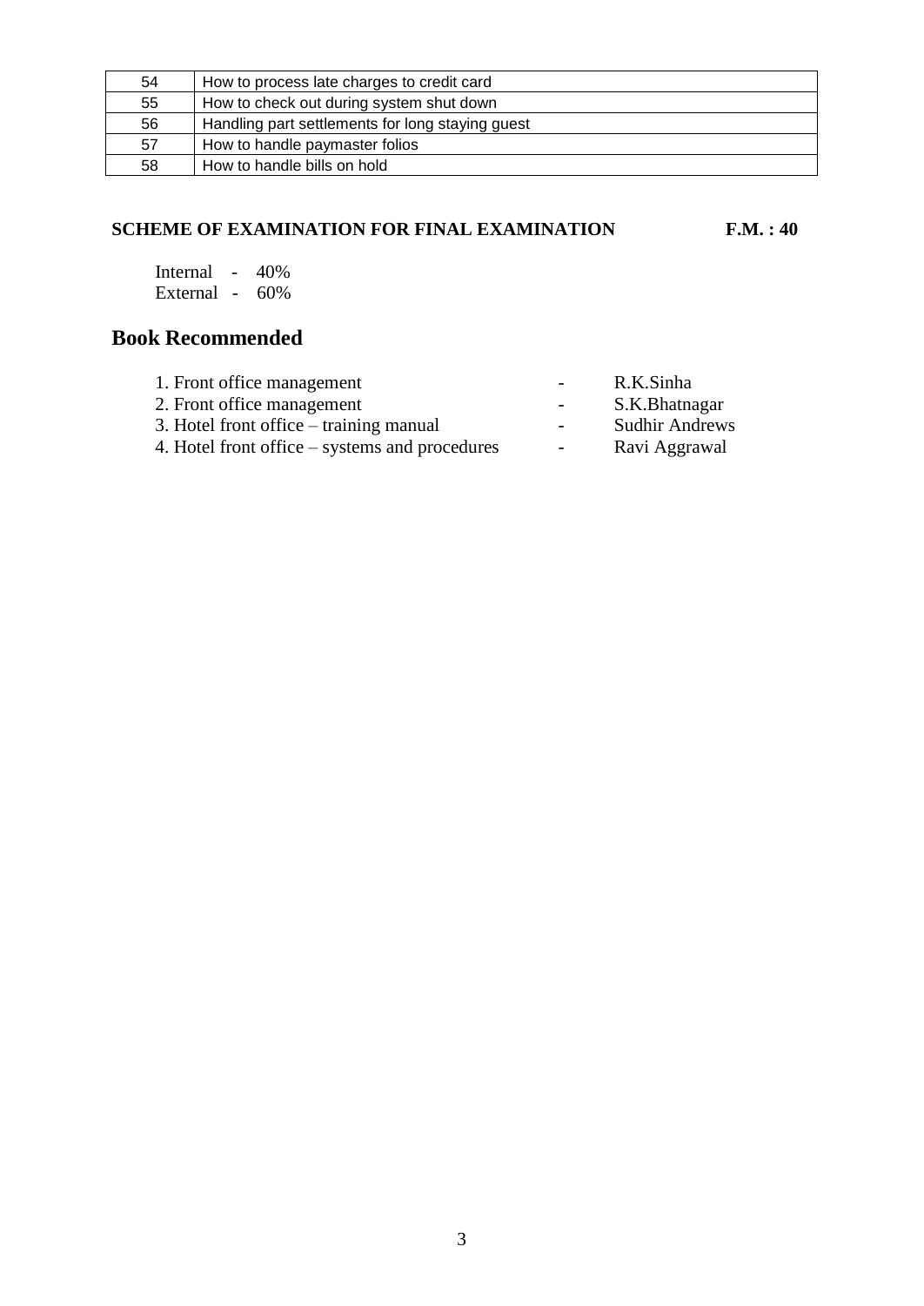| 54 | How to process late charges to credit card |
|---|---|
| 55 | How to check out during system shut down |
| 56 | Handling part settlements for long staying guest |
| 57 | How to handle paymaster folios |
| 58 | How to handle bills on hold |

**SCHEME OF EXAMINATION FOR FINAL EXAMINATION F.M. : 40**

Internal - 40%
External - 60%

## Book Recommended

1. Front office management - R.K.Sinha
2. Front office management - S.K.Bhatnagar
3. Hotel front office – training manual - Sudhir Andrews
4. Hotel front office – systems and procedures - Ravi Aggrawal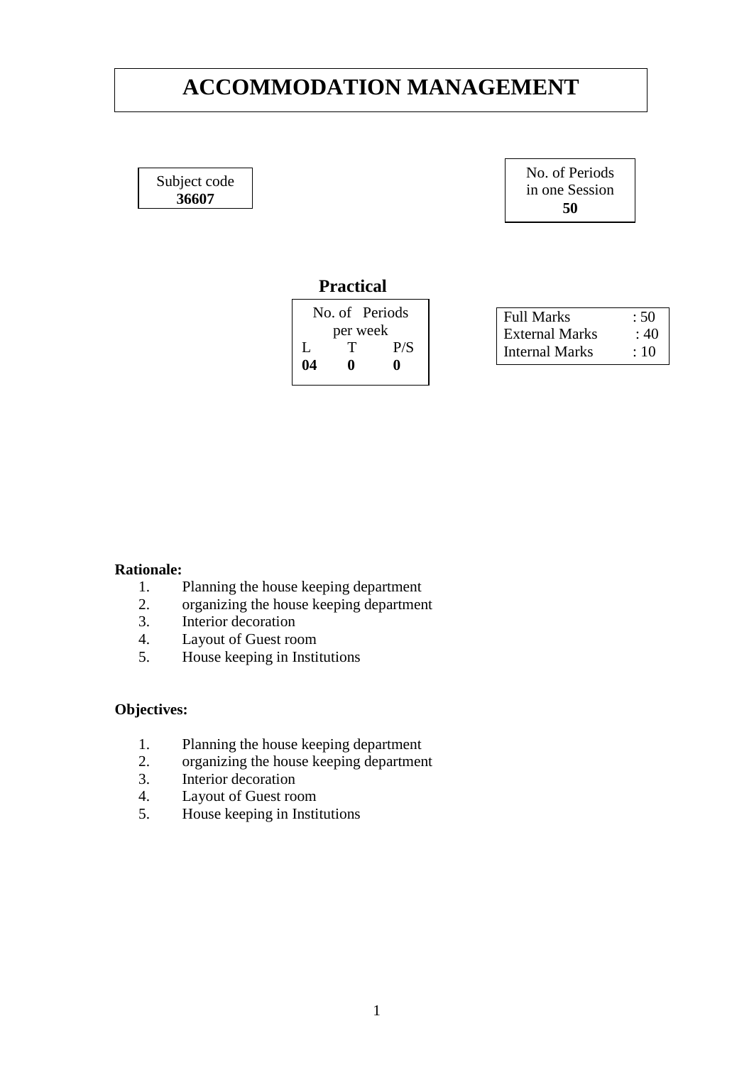# ACCOMMODATION MANAGEMENT

| Subject code |
|---|
| **36607** |

| No. of Periods in one Session |
|---|
| **50** |

**Practical**

| No. of Periods per week | | |
|---|---|---|
| L | T | P/S |
| **04** | **0** | **0** |

| | |
|---|---|
| Full Marks | : 50 |
| External Marks | : 40 |
| Internal Marks | : 10 |

**Rationale:**

1. Planning the house keeping department
2. organizing the house keeping department
3. Interior decoration
4. Layout of Guest room
5. House keeping in Institutions

**Objectives:**

1. Planning the house keeping department
2. organizing the house keeping department
3. Interior decoration
4. Layout of Guest room
5. House keeping in Institutions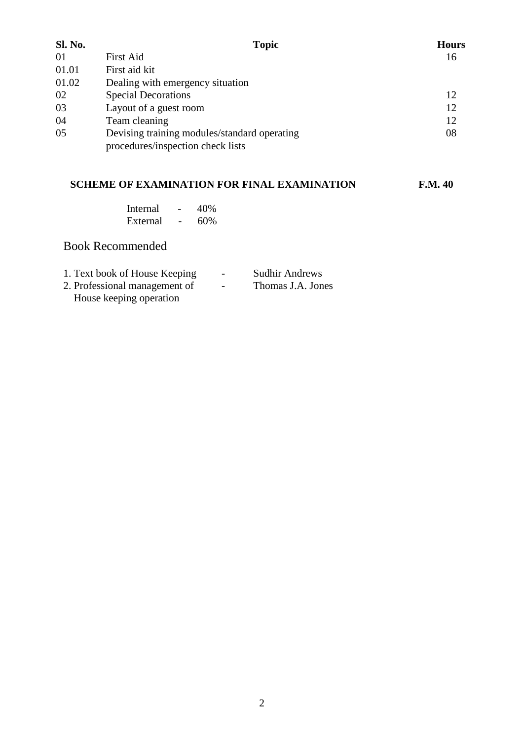| Sl. No. | Topic | Hours |
|---|---|---|
| 01 | First Aid | 16 |
| 01.01 | First aid kit | |
| 01.02 | Dealing with emergency situation | |
| 02 | Special Decorations | 12 |
| 03 | Layout of a guest room | 12 |
| 04 | Team cleaning | 12 |
| 05 | Devising training modules/standard operating procedures/inspection check lists | 08 |

**SCHEME OF EXAMINATION FOR FINAL EXAMINATION F.M. 40**

Internal - 40%
External - 60%

## Book Recommended

1. Text book of House Keeping - Sudhir Andrews
2. Professional management of House keeping operation - Thomas J.A. Jones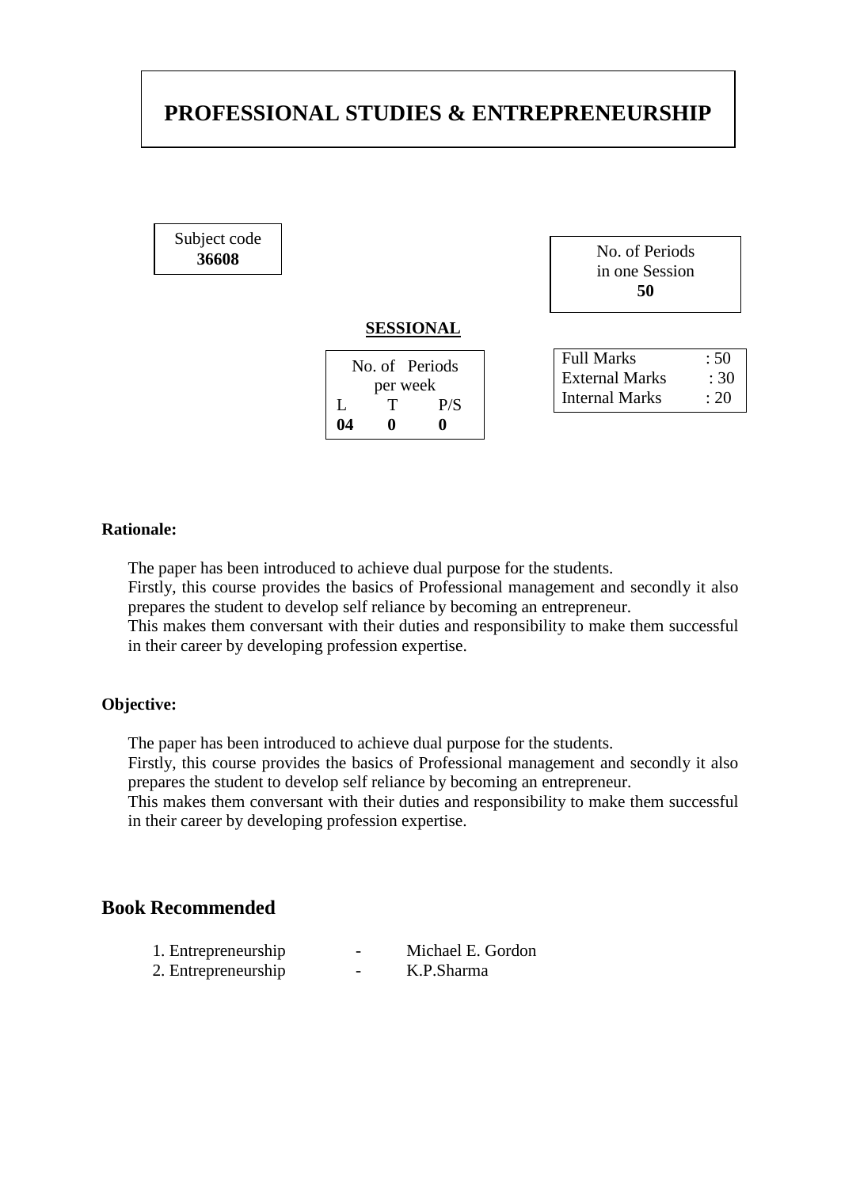# PROFESSIONAL STUDIES & ENTREPRENEURSHIP

Subject code
**36608**

No. of Periods
in one Session
**50**

**SESSIONAL**

| No. of Periods per week | | |
|---|---|---|
| L | T | P/S |
| **04** | **0** | **0** |

| | |
|---|---|
| Full Marks | : 50 |
| External Marks | : 30 |
| Internal Marks | : 20 |

**Rationale:**

The paper has been introduced to achieve dual purpose for the students.
Firstly, this course provides the basics of Professional management and secondly it also prepares the student to develop self reliance by becoming an entrepreneur.
This makes them conversant with their duties and responsibility to make them successful in their career by developing profession expertise.

**Objective:**

The paper has been introduced to achieve dual purpose for the students.
Firstly, this course provides the basics of Professional management and secondly it also prepares the student to develop self reliance by becoming an entrepreneur.
This makes them conversant with their duties and responsibility to make them successful in their career by developing profession expertise.

## Book Recommended

1. Entrepreneurship - Michael E. Gordon
2. Entrepreneurship - K.P.Sharma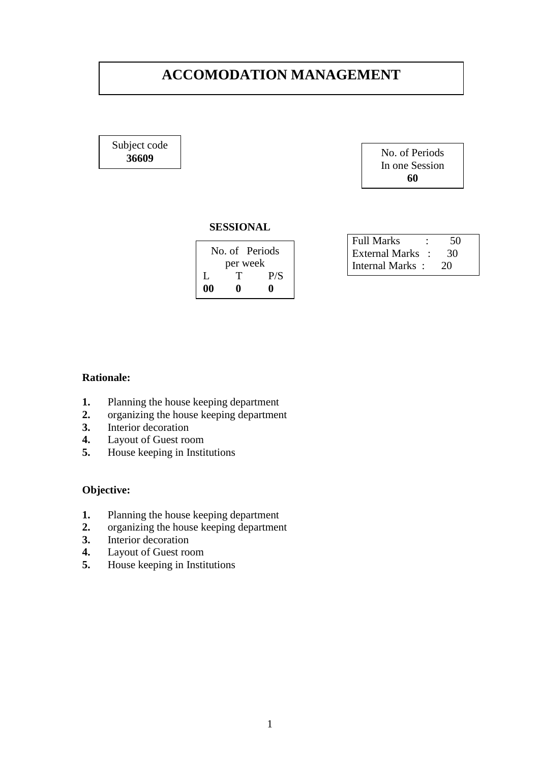# ACCOMODATION MANAGEMENT

| Subject code |
|---|
| **36609** |

| No. of Periods In one Session |
|---|
| **60** |

**SESSIONAL**

| No. of Periods per week | | |
|---|---|---|
| L | T | P/S |
| **00** | **0** | **0** |

| | | |
|---|---|---|
| Full Marks | : | 50 |
| External Marks | : | 30 |
| Internal Marks | : | 20 |

**Rationale:**

1. Planning the house keeping department
2. organizing the house keeping department
3. Interior decoration
4. Layout of Guest room
5. House keeping in Institutions

**Objective:**

1. Planning the house keeping department
2. organizing the house keeping department
3. Interior decoration
4. Layout of Guest room
5. House keeping in Institutions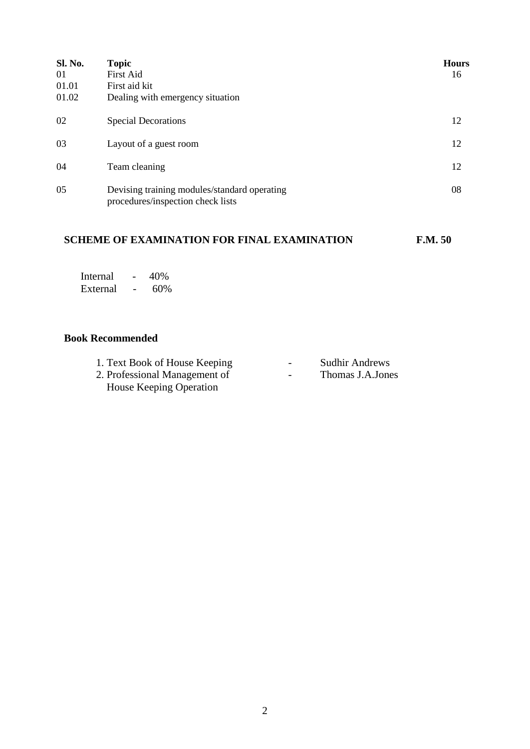| Sl. No. | Topic | Hours |
|---|---|---|
| 01 | First Aid | 16 |
| 01.01 | First aid kit | |
| 01.02 | Dealing with emergency situation | |
| 02 | Special Decorations | 12 |
| 03 | Layout of a guest room | 12 |
| 04 | Team cleaning | 12 |
| 05 | Devising training modules/standard operating procedures/inspection check lists | 08 |

**SCHEME OF EXAMINATION FOR FINAL EXAMINATION F.M. 50**

Internal - 40%
External - 60%

**Book Recommended**

1. Text Book of House Keeping - Sudhir Andrews
2. Professional Management of House Keeping Operation - Thomas J.A.Jones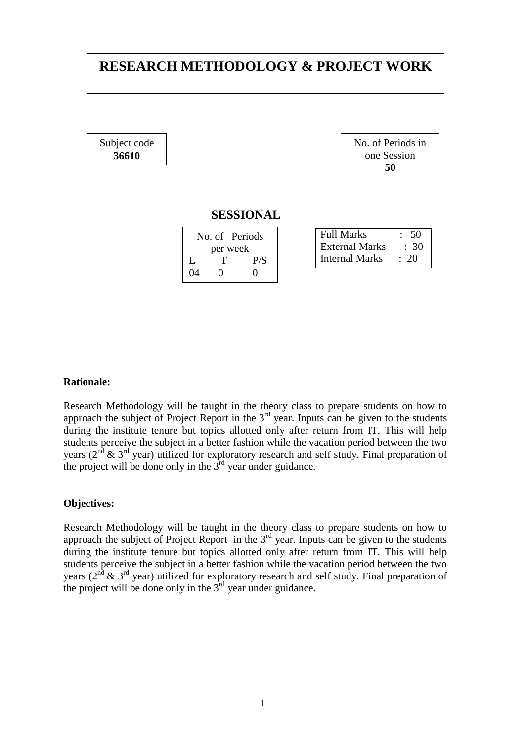# RESEARCH METHODOLOGY & PROJECT WORK

| Subject code |
|---|
| **36610** |

| No. of Periods in one Session |
|---|
| **50** |

## SESSIONAL

| No. of Periods per week | | |
|---|---|---|
| L | T | P/S |
| 04 | 0 | 0 |

| | |
|---|---|
| Full Marks | : 50 |
| External Marks | : 30 |
| Internal Marks | : 20 |

**Rationale:**

Research Methodology will be taught in the theory class to prepare students on how to approach the subject of Project Report in the 3rd year. Inputs can be given to the students during the institute tenure but topics allotted only after return from IT. This will help students perceive the subject in a better fashion while the vacation period between the two years (2nd & 3rd year) utilized for exploratory research and self study. Final preparation of the project will be done only in the 3rd year under guidance.

**Objectives:**

Research Methodology will be taught in the theory class to prepare students on how to approach the subject of Project Report in the 3rd year. Inputs can be given to the students during the institute tenure but topics allotted only after return from IT. This will help students perceive the subject in a better fashion while the vacation period between the two years (2nd & 3rd year) utilized for exploratory research and self study. Final preparation of the project will be done only in the 3rd year under guidance.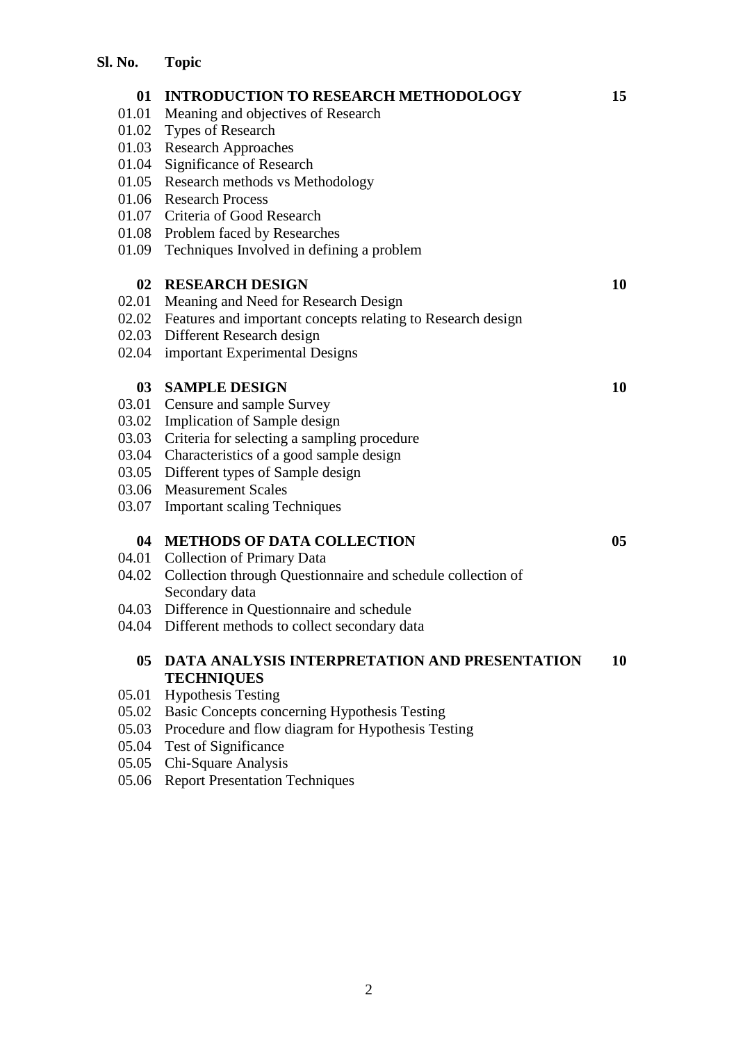| Sl. No. | Topic | |
|---|---|---|
| **01** | **INTRODUCTION TO RESEARCH METHODOLOGY** | **15** |
| 01.01 | Meaning and objectives of Research | |
| 01.02 | Types of Research | |
| 01.03 | Research Approaches | |
| 01.04 | Significance of Research | |
| 01.05 | Research methods vs Methodology | |
| 01.06 | Research Process | |
| 01.07 | Criteria of Good Research | |
| 01.08 | Problem faced by Researches | |
| 01.09 | Techniques Involved in defining a problem | |
| **02** | **RESEARCH DESIGN** | **10** |
| 02.01 | Meaning and Need for Research Design | |
| 02.02 | Features and important concepts relating to Research design | |
| 02.03 | Different Research design | |
| 02.04 | important Experimental Designs | |
| **03** | **SAMPLE DESIGN** | **10** |
| 03.01 | Censure and sample Survey | |
| 03.02 | Implication of Sample design | |
| 03.03 | Criteria for selecting a sampling procedure | |
| 03.04 | Characteristics of a good sample design | |
| 03.05 | Different types of Sample design | |
| 03.06 | Measurement Scales | |
| 03.07 | Important scaling Techniques | |
| **04** | **METHODS OF DATA COLLECTION** | **05** |
| 04.01 | Collection of Primary Data | |
| 04.02 | Collection through Questionnaire and schedule collection of Secondary data | |
| 04.03 | Difference in Questionnaire and schedule | |
| 04.04 | Different methods to collect secondary data | |
| **05** | **DATA ANALYSIS INTERPRETATION AND PRESENTATION TECHNIQUES** | **10** |
| 05.01 | Hypothesis Testing | |
| 05.02 | Basic Concepts concerning Hypothesis Testing | |
| 05.03 | Procedure and flow diagram for Hypothesis Testing | |
| 05.04 | Test of Significance | |
| 05.05 | Chi-Square Analysis | |
| 05.06 | Report Presentation Techniques | |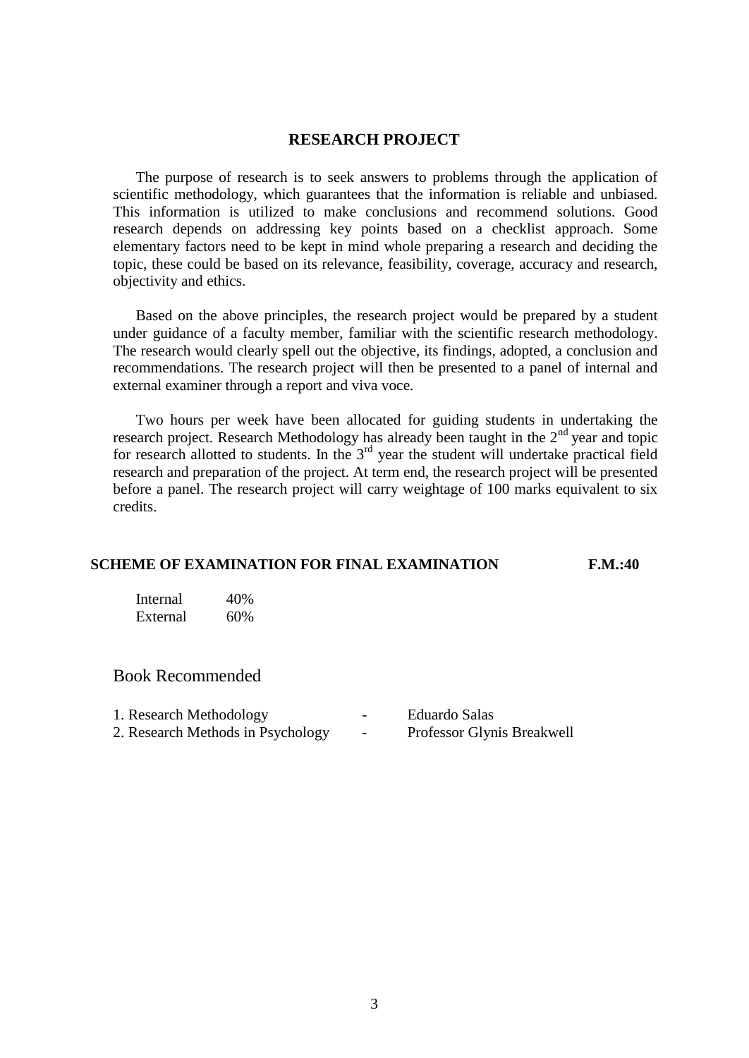## RESEARCH PROJECT

The purpose of research is to seek answers to problems through the application of scientific methodology, which guarantees that the information is reliable and unbiased. This information is utilized to make conclusions and recommend solutions. Good research depends on addressing key points based on a checklist approach. Some elementary factors need to be kept in mind whole preparing a research and deciding the topic, these could be based on its relevance, feasibility, coverage, accuracy and research, objectivity and ethics.

Based on the above principles, the research project would be prepared by a student under guidance of a faculty member, familiar with the scientific research methodology. The research would clearly spell out the objective, its findings, adopted, a conclusion and recommendations. The research project will then be presented to a panel of internal and external examiner through a report and viva voce.

Two hours per week have been allocated for guiding students in undertaking the research project. Research Methodology has already been taught in the 2nd year and topic for research allotted to students. In the 3rd year the student will undertake practical field research and preparation of the project. At term end, the research project will be presented before a panel. The research project will carry weightage of 100 marks equivalent to six credits.

**SCHEME OF EXAMINATION FOR FINAL EXAMINATION F.M.:40**

| | |
|---|---|
| Internal | 40% |
| External | 60% |

Book Recommended

1. Research Methodology - Eduardo Salas
2. Research Methods in Psychology - Professor Glynis Breakwell